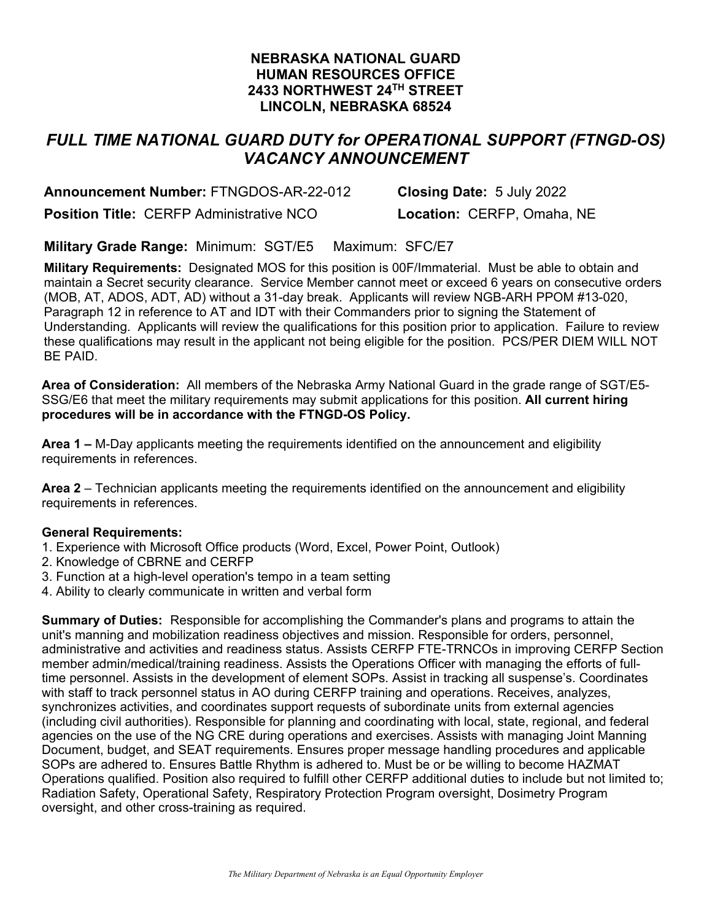**NEBRASKA NATIONAL GUARD**
**HUMAN RESOURCES OFFICE**
**2433 NORTHWEST 24TH STREET**
**LINCOLN, NEBRASKA 68524**

# *FULL TIME NATIONAL GUARD DUTY for OPERATIONAL SUPPORT (FTNGD-OS) VACANCY ANNOUNCEMENT*

**Announcement Number:** FTNGDOS-AR-22-012 **Closing Date:** 5 July 2022

**Position Title:** CERFP Administrative NCO **Location:** CERFP, Omaha, NE

**Military Grade Range:** Minimum: SGT/E5 Maximum: SFC/E7

**Military Requirements:** Designated MOS for this position is 00F/Immaterial. Must be able to obtain and maintain a Secret security clearance. Service Member cannot meet or exceed 6 years on consecutive orders (MOB, AT, ADOS, ADT, AD) without a 31-day break. Applicants will review NGB-ARH PPOM #13-020, Paragraph 12 in reference to AT and IDT with their Commanders prior to signing the Statement of Understanding. Applicants will review the qualifications for this position prior to application. Failure to review these qualifications may result in the applicant not being eligible for the position. PCS/PER DIEM WILL NOT BE PAID.

**Area of Consideration:** All members of the Nebraska Army National Guard in the grade range of SGT/E5-SSG/E6 that meet the military requirements may submit applications for this position. **All current hiring procedures will be in accordance with the FTNGD-OS Policy.**

**Area 1 –** M-Day applicants meeting the requirements identified on the announcement and eligibility requirements in references.

**Area 2** – Technician applicants meeting the requirements identified on the announcement and eligibility requirements in references.

**General Requirements:**

1. Experience with Microsoft Office products (Word, Excel, Power Point, Outlook)
2. Knowledge of CBRNE and CERFP
3. Function at a high-level operation's tempo in a team setting
4. Ability to clearly communicate in written and verbal form

**Summary of Duties:** Responsible for accomplishing the Commander's plans and programs to attain the unit's manning and mobilization readiness objectives and mission. Responsible for orders, personnel, administrative and activities and readiness status. Assists CERFP FTE-TRNCOs in improving CERFP Section member admin/medical/training readiness. Assists the Operations Officer with managing the efforts of full-time personnel. Assists in the development of element SOPs. Assist in tracking all suspense's. Coordinates with staff to track personnel status in AO during CERFP training and operations. Receives, analyzes, synchronizes activities, and coordinates support requests of subordinate units from external agencies (including civil authorities). Responsible for planning and coordinating with local, state, regional, and federal agencies on the use of the NG CRE during operations and exercises. Assists with managing Joint Manning Document, budget, and SEAT requirements. Ensures proper message handling procedures and applicable SOPs are adhered to. Ensures Battle Rhythm is adhered to. Must be or be willing to become HAZMAT Operations qualified. Position also required to fulfill other CERFP additional duties to include but not limited to; Radiation Safety, Operational Safety, Respiratory Protection Program oversight, Dosimetry Program oversight, and other cross-training as required.

*The Military Department of Nebraska is an Equal Opportunity Employer*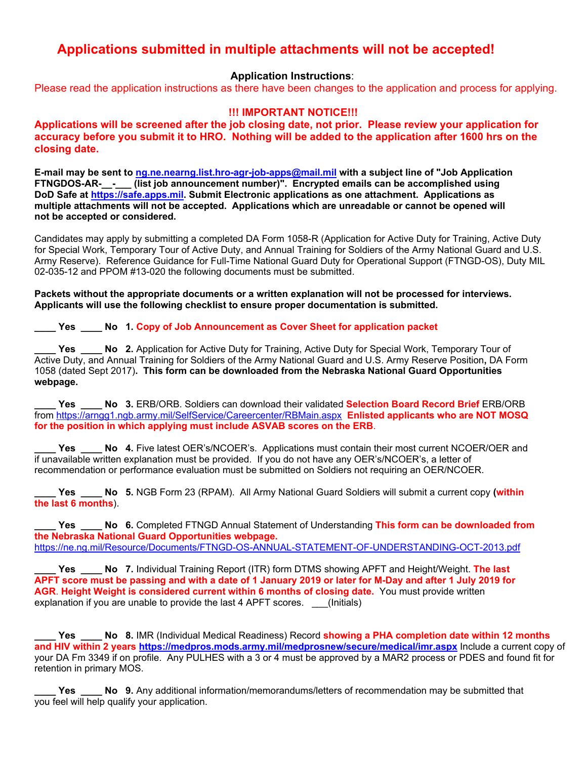# Applications submitted in multiple attachments will not be accepted!

**Application Instructions**:

Please read the application instructions as there have been changes to the application and process for applying.

**!!! IMPORTANT NOTICE!!!**

**Applications will be screened after the job closing date, not prior. Please review your application for accuracy before you submit it to HRO. Nothing will be added to the application after 1600 hrs on the closing date.**

**E-mail may be sent to ng.ne.nearng.list.hro-agr-job-apps@mail.mil with a subject line of "Job Application FTNGDOS-AR-__-___ (list job announcement number)". Encrypted emails can be accomplished using DoD Safe at https://safe.apps.mil. Submit Electronic applications as one attachment. Applications as multiple attachments will not be accepted. Applications which are unreadable or cannot be opened will not be accepted or considered.**

Candidates may apply by submitting a completed DA Form 1058-R (Application for Active Duty for Training, Active Duty for Special Work, Temporary Tour of Active Duty, and Annual Training for Soldiers of the Army National Guard and U.S. Army Reserve). Reference Guidance for Full-Time National Guard Duty for Operational Support (FTNGD-OS), Duty MIL 02-035-12 and PPOM #13-020 the following documents must be submitted.

**Packets without the appropriate documents or a written explanation will not be processed for interviews. Applicants will use the following checklist to ensure proper documentation is submitted.**

**____ Yes ____ No 1. Copy of Job Announcement as Cover Sheet for application packet**

**____ Yes ____ No 2.** Application for Active Duty for Training, Active Duty for Special Work, Temporary Tour of Active Duty, and Annual Training for Soldiers of the Army National Guard and U.S. Army Reserve Position**,** DA Form 1058 (dated Sept 2017)**. This form can be downloaded from the Nebraska National Guard Opportunities webpage.**

**____ Yes ____ No 3.** ERB/ORB. Soldiers can download their validated **Selection Board Record Brief** ERB/ORB from https://arngg1.ngb.army.mil/SelfService/Careercenter/RBMain.aspx **Enlisted applicants who are NOT MOSQ for the position in which applying must include ASVAB scores on the ERB**.

**____ Yes ____ No 4.** Five latest OER's/NCOER's. Applications must contain their most current NCOER/OER and if unavailable written explanation must be provided. If you do not have any OER's/NCOER's, a letter of recommendation or performance evaluation must be submitted on Soldiers not requiring an OER/NCOER.

**____ Yes ____ No 5.** NGB Form 23 (RPAM). All Army National Guard Soldiers will submit a current copy **(within the last 6 months**).

**____ Yes ____ No 6.** Completed FTNGD Annual Statement of Understanding **This form can be downloaded from the Nebraska National Guard Opportunities webpage.** https://ne.ng.mil/Resource/Documents/FTNGD-OS-ANNUAL-STATEMENT-OF-UNDERSTANDING-OCT-2013.pdf

**____ Yes ____ No 7.** Individual Training Report (ITR) form DTMS showing APFT and Height/Weight. **The last APFT score must be passing and with a date of 1 January 2019 or later for M-Day and after 1 July 2019 for AGR**. **Height Weight is considered current within 6 months of closing date.** You must provide written explanation if you are unable to provide the last 4 APFT scores. ___(Initials)

**____ Yes ____ No 8.** IMR (Individual Medical Readiness) Record **showing a PHA completion date within 12 months and HIV within 2 years https://medpros.mods.army.mil/medprosnew/secure/medical/imr.aspx** Include a current copy of your DA Fm 3349 if on profile. Any PULHES with a 3 or 4 must be approved by a MAR2 process or PDES and found fit for retention in primary MOS.

**____ Yes ____ No 9.** Any additional information/memorandums/letters of recommendation may be submitted that you feel will help qualify your application.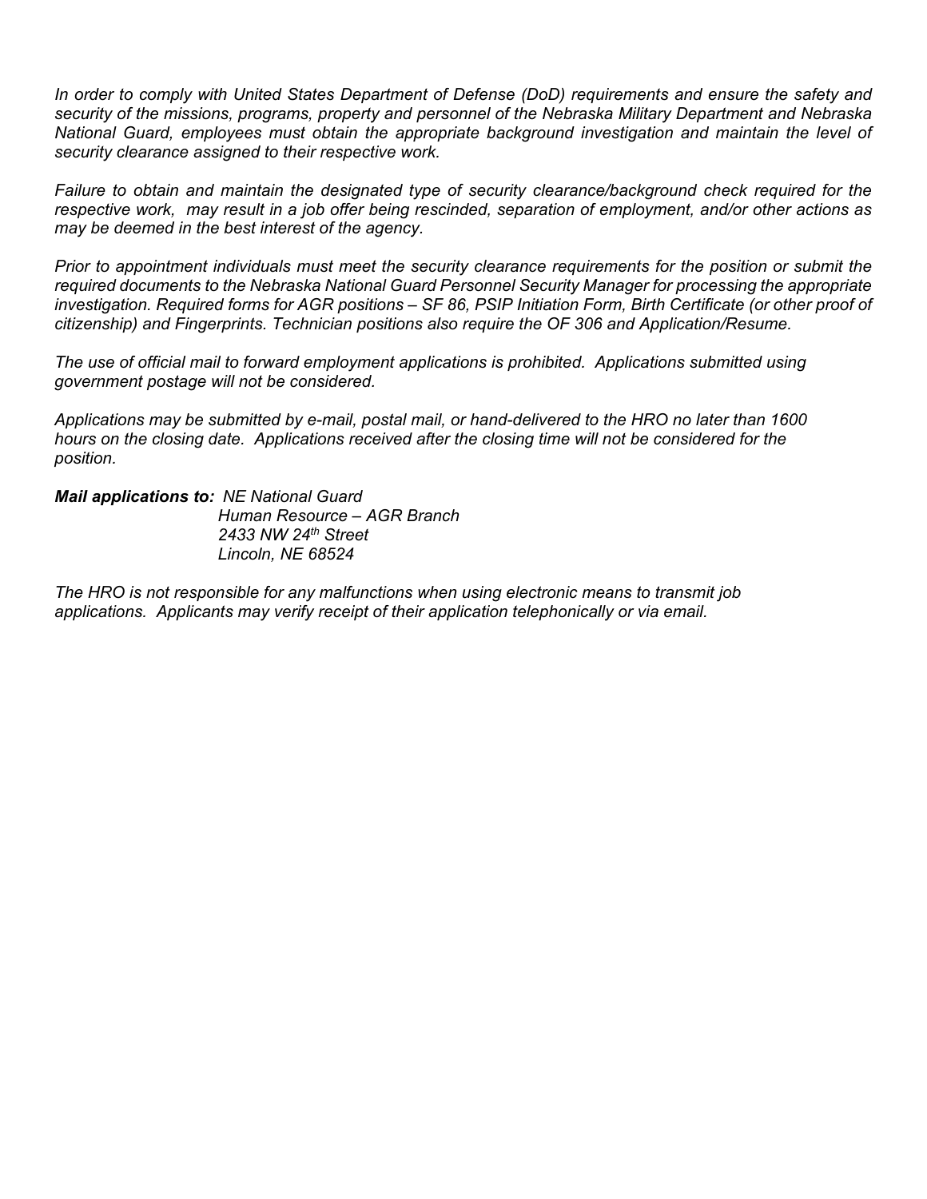*In order to comply with United States Department of Defense (DoD) requirements and ensure the safety and security of the missions, programs, property and personnel of the Nebraska Military Department and Nebraska National Guard, employees must obtain the appropriate background investigation and maintain the level of security clearance assigned to their respective work.*

*Failure to obtain and maintain the designated type of security clearance/background check required for the respective work, may result in a job offer being rescinded, separation of employment, and/or other actions as may be deemed in the best interest of the agency.*

*Prior to appointment individuals must meet the security clearance requirements for the position or submit the required documents to the Nebraska National Guard Personnel Security Manager for processing the appropriate investigation. Required forms for AGR positions – SF 86, PSIP Initiation Form, Birth Certificate (or other proof of citizenship) and Fingerprints. Technician positions also require the OF 306 and Application/Resume.*

*The use of official mail to forward employment applications is prohibited. Applications submitted using government postage will not be considered.*

*Applications may be submitted by e-mail, postal mail, or hand-delivered to the HRO no later than 1600 hours on the closing date. Applications received after the closing time will not be considered for the position.*

***Mail applications to:*** *NE National Guard*
*Human Resource – AGR Branch*
*2433 NW 24th Street*
*Lincoln, NE 68524*

*The HRO is not responsible for any malfunctions when using electronic means to transmit job applications. Applicants may verify receipt of their application telephonically or via email.*